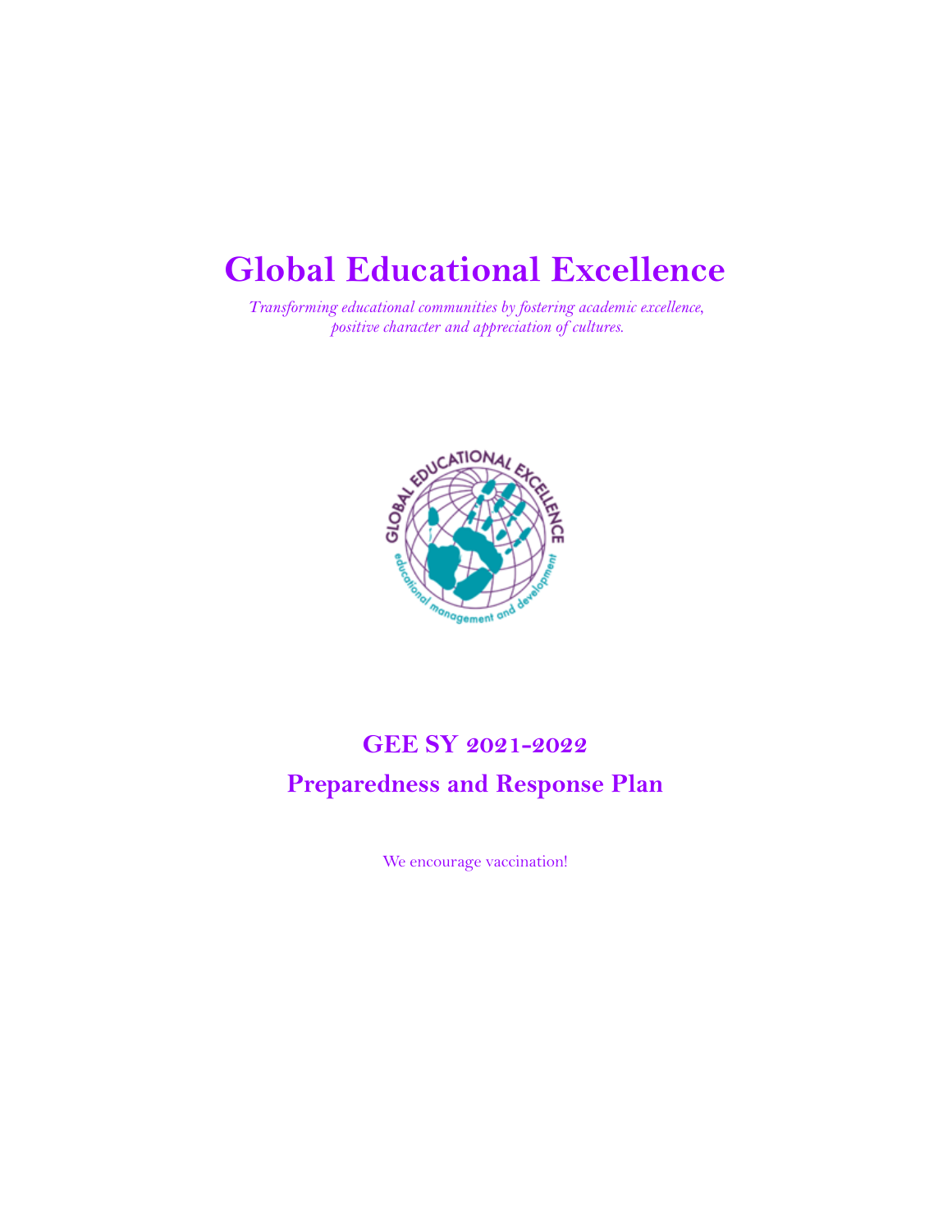# Global Educational Excellence

*Transforming educational communities by fostering academic excellence, positive character and appreciation of cultures.*

## GEE SY 2021-2022

## Preparedness and Response Plan

We encourage vaccination!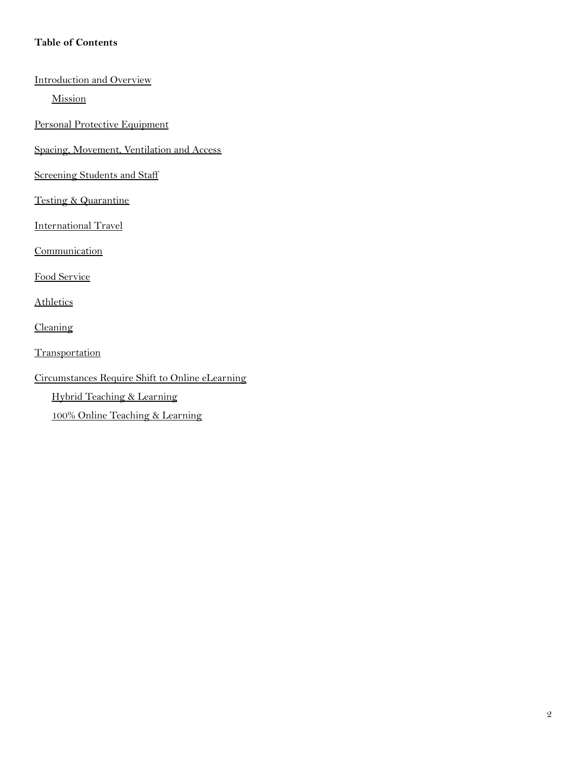**Table of Contents**

Introduction and Overview

- Mission

Personal Protective Equipment

Spacing, Movement, Ventilation and Access

Screening Students and Staff

Testing & Quarantine

International Travel

Communication

Food Service

Athletics

Cleaning

Transportation

Circumstances Require Shift to Online eLearning

- Hybrid Teaching & Learning
- 100% Online Teaching & Learning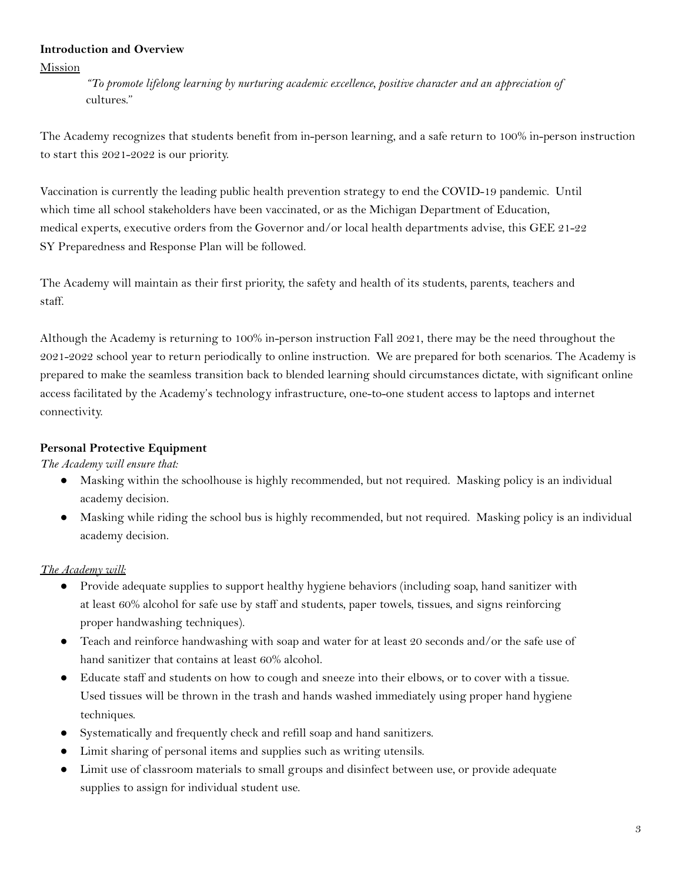**Introduction and Overview**

Mission

> *"To promote lifelong learning by nurturing academic excellence, positive character and an appreciation of* cultures."

The Academy recognizes that students benefit from in-person learning, and a safe return to 100% in-person instruction to start this 2021-2022 is our priority.

Vaccination is currently the leading public health prevention strategy to end the COVID-19 pandemic. Until which time all school stakeholders have been vaccinated, or as the Michigan Department of Education, medical experts, executive orders from the Governor and/or local health departments advise, this GEE 21-22 SY Preparedness and Response Plan will be followed.

The Academy will maintain as their first priority, the safety and health of its students, parents, teachers and staff.

Although the Academy is returning to 100% in-person instruction Fall 2021, there may be the need throughout the 2021-2022 school year to return periodically to online instruction. We are prepared for both scenarios. The Academy is prepared to make the seamless transition back to blended learning should circumstances dictate, with significant online access facilitated by the Academy's technology infrastructure, one-to-one student access to laptops and internet connectivity.

**Personal Protective Equipment**

*The Academy will ensure that:*

- Masking within the schoolhouse is highly recommended, but not required. Masking policy is an individual academy decision.
- Masking while riding the school bus is highly recommended, but not required. Masking policy is an individual academy decision.

*The Academy will:*

- Provide adequate supplies to support healthy hygiene behaviors (including soap, hand sanitizer with at least 60% alcohol for safe use by staff and students, paper towels, tissues, and signs reinforcing proper handwashing techniques).
- Teach and reinforce handwashing with soap and water for at least 20 seconds and/or the safe use of hand sanitizer that contains at least 60% alcohol.
- Educate staff and students on how to cough and sneeze into their elbows, or to cover with a tissue. Used tissues will be thrown in the trash and hands washed immediately using proper hand hygiene techniques.
- Systematically and frequently check and refill soap and hand sanitizers.
- Limit sharing of personal items and supplies such as writing utensils.
- Limit use of classroom materials to small groups and disinfect between use, or provide adequate supplies to assign for individual student use.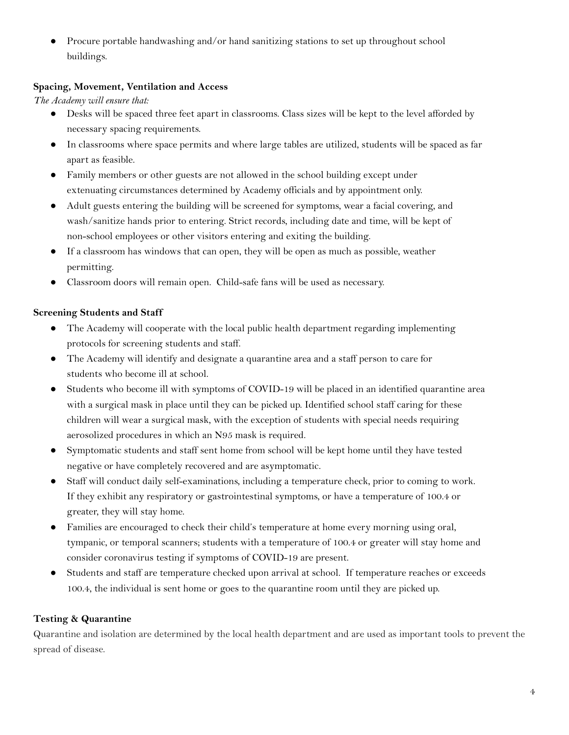- Procure portable handwashing and/or hand sanitizing stations to set up throughout school buildings.

**Spacing, Movement, Ventilation and Access**

*The Academy will ensure that:*

- Desks will be spaced three feet apart in classrooms. Class sizes will be kept to the level afforded by necessary spacing requirements.
- In classrooms where space permits and where large tables are utilized, students will be spaced as far apart as feasible.
- Family members or other guests are not allowed in the school building except under extenuating circumstances determined by Academy officials and by appointment only.
- Adult guests entering the building will be screened for symptoms, wear a facial covering, and wash/sanitize hands prior to entering. Strict records, including date and time, will be kept of non-school employees or other visitors entering and exiting the building.
- If a classroom has windows that can open, they will be open as much as possible, weather permitting.
- Classroom doors will remain open. Child-safe fans will be used as necessary.

**Screening Students and Staff**

- The Academy will cooperate with the local public health department regarding implementing protocols for screening students and staff.
- The Academy will identify and designate a quarantine area and a staff person to care for students who become ill at school.
- Students who become ill with symptoms of COVID-19 will be placed in an identified quarantine area with a surgical mask in place until they can be picked up. Identified school staff caring for these children will wear a surgical mask, with the exception of students with special needs requiring aerosolized procedures in which an N95 mask is required.
- Symptomatic students and staff sent home from school will be kept home until they have tested negative or have completely recovered and are asymptomatic.
- Staff will conduct daily self-examinations, including a temperature check, prior to coming to work. If they exhibit any respiratory or gastrointestinal symptoms, or have a temperature of 100.4 or greater, they will stay home.
- Families are encouraged to check their child's temperature at home every morning using oral, tympanic, or temporal scanners; students with a temperature of 100.4 or greater will stay home and consider coronavirus testing if symptoms of COVID-19 are present.
- Students and staff are temperature checked upon arrival at school. If temperature reaches or exceeds 100.4, the individual is sent home or goes to the quarantine room until they are picked up.

**Testing & Quarantine**

Quarantine and isolation are determined by the local health department and are used as important tools to prevent the spread of disease.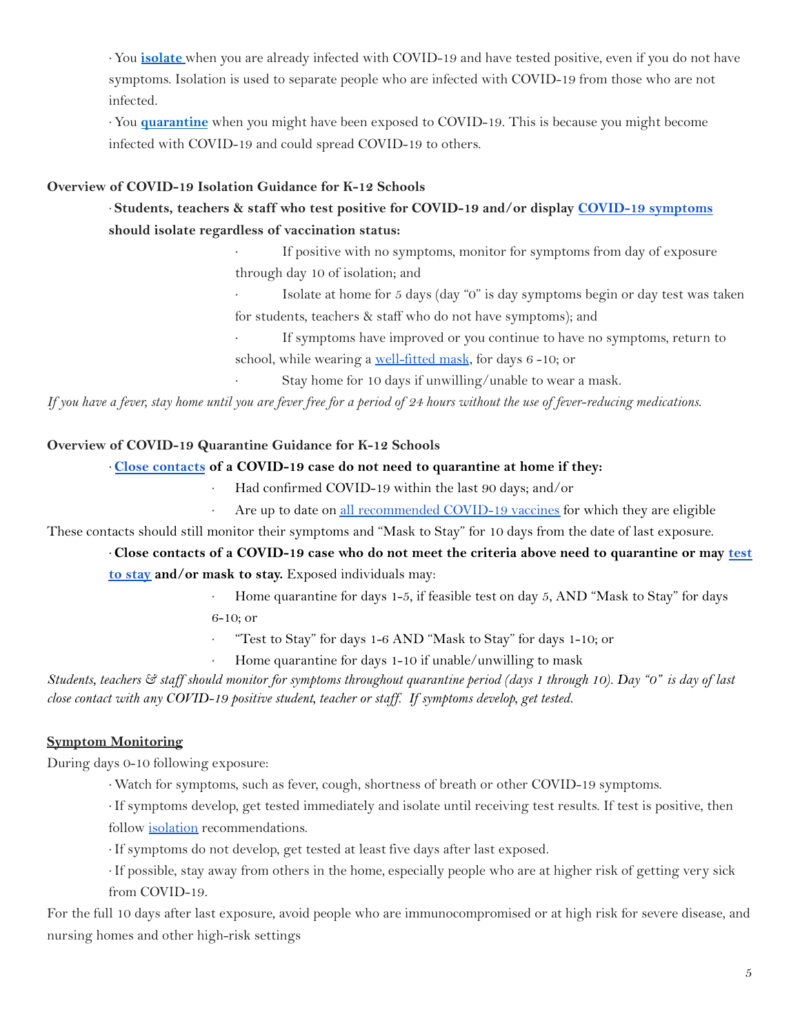- You **isolate** when you are already infected with COVID-19 and have tested positive, even if you do not have symptoms. Isolation is used to separate people who are infected with COVID-19 from those who are not infected.
- You **quarantine** when you might have been exposed to COVID-19. This is because you might become infected with COVID-19 and could spread COVID-19 to others.

**Overview of COVID-19 Isolation Guidance for K-12 Schools**

- **Students, teachers & staff who test positive for COVID-19 and/or display COVID-19 symptoms should isolate regardless of vaccination status:**
  - If positive with no symptoms, monitor for symptoms from day of exposure through day 10 of isolation; and
  - Isolate at home for 5 days (day "0" is day symptoms begin or day test was taken for students, teachers & staff who do not have symptoms); and
  - If symptoms have improved or you continue to have no symptoms, return to school, while wearing a well-fitted mask, for days 6 -10; or
  - Stay home for 10 days if unwilling/unable to wear a mask.

*If you have a fever, stay home until you are fever free for a period of 24 hours without the use of fever-reducing medications.*

**Overview of COVID-19 Quarantine Guidance for K-12 Schools**

- **Close contacts of a COVID-19 case do not need to quarantine at home if they:**
  - Had confirmed COVID-19 within the last 90 days; and/or
  - Are up to date on all recommended COVID-19 vaccines for which they are eligible

These contacts should still monitor their symptoms and "Mask to Stay" for 10 days from the date of last exposure.

- **Close contacts of a COVID-19 case who do not meet the criteria above need to quarantine or may test to stay and/or mask to stay.** Exposed individuals may:
  - Home quarantine for days 1-5, if feasible test on day 5, AND "Mask to Stay" for days 6-10; or
  - "Test to Stay" for days 1-6 AND "Mask to Stay" for days 1-10; or
  - Home quarantine for days 1-10 if unable/unwilling to mask

*Students, teachers & staff should monitor for symptoms throughout quarantine period (days 1 through 10). Day "0" is day of last close contact with any COVID-19 positive student, teacher or staff. If symptoms develop, get tested.*

**Symptom Monitoring**

During days 0-10 following exposure:

- Watch for symptoms, such as fever, cough, shortness of breath or other COVID-19 symptoms.
- If symptoms develop, get tested immediately and isolate until receiving test results. If test is positive, then follow isolation recommendations.
- If symptoms do not develop, get tested at least five days after last exposed.
- If possible, stay away from others in the home, especially people who are at higher risk of getting very sick from COVID-19.

For the full 10 days after last exposure, avoid people who are immunocompromised or at high risk for severe disease, and nursing homes and other high-risk settings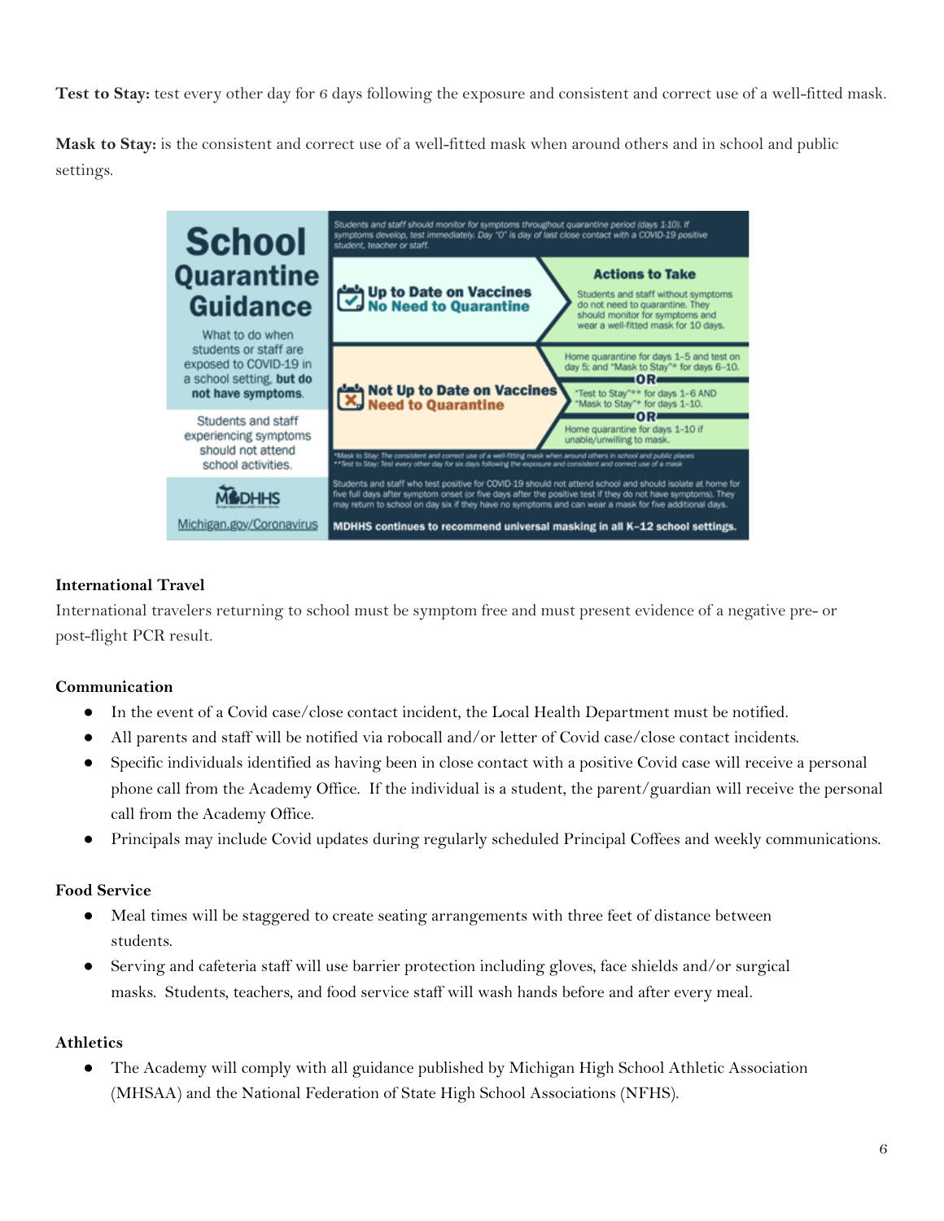**Test to Stay:** test every other day for 6 days following the exposure and consistent and correct use of a well-fitted mask.

**Mask to Stay:** is the consistent and correct use of a well-fitted mask when around others and in school and public settings.

**School Quarantine Guidance**

What to do when students or staff are exposed to COVID-19 in a school setting, **but do not have symptoms**.

Students and staff experiencing symptoms should not attend school activities.

*Students and staff should monitor for symptoms throughout quarantine period (days 1-10). If symptoms develop, test immediately. Day "0" is day of last close contact with a COVID-19 positive student, teacher or staff.*

**Up to Date on Vaccines — No Need to Quarantine**

**Actions to Take:** Students and staff without symptoms do not need to quarantine. They should monitor for symptoms and wear a well-fitted mask for 10 days.

**Not Up to Date on Vaccines — Need to Quarantine**

- Home quarantine for days 1-5 and test on day 5; and "Mask to Stay"* for days 6-10.
- **OR** "Test to Stay"** for days 1-6 AND "Mask to Stay"* for days 1-10.
- **OR** Home quarantine for days 1-10 if unable/unwilling to mask.

*Mask to Stay: The consistent and correct use of a well-fitting mask when around others in school and public places
**Test to Stay: Test every other day for six days following the exposure and consistent and correct use of a mask

Students and staff who test positive for COVID-19 should not attend school and should isolate at home for five full days after symptom onset (or five days after the positive test if they do not have symptoms). They may return to school on day six if they have no symptoms and can wear a mask for five additional days.

**MDHHS continues to recommend universal masking in all K-12 school settings.**

MDHHS
Michigan.gov/Coronavirus

**International Travel**

International travelers returning to school must be symptom free and must present evidence of a negative pre- or post-flight PCR result.

**Communication**

- In the event of a Covid case/close contact incident, the Local Health Department must be notified.
- All parents and staff will be notified via robocall and/or letter of Covid case/close contact incidents.
- Specific individuals identified as having been in close contact with a positive Covid case will receive a personal phone call from the Academy Office. If the individual is a student, the parent/guardian will receive the personal call from the Academy Office.
- Principals may include Covid updates during regularly scheduled Principal Coffees and weekly communications.

**Food Service**

- Meal times will be staggered to create seating arrangements with three feet of distance between students.
- Serving and cafeteria staff will use barrier protection including gloves, face shields and/or surgical masks. Students, teachers, and food service staff will wash hands before and after every meal.

**Athletics**

- The Academy will comply with all guidance published by Michigan High School Athletic Association (MHSAA) and the National Federation of State High School Associations (NFHS).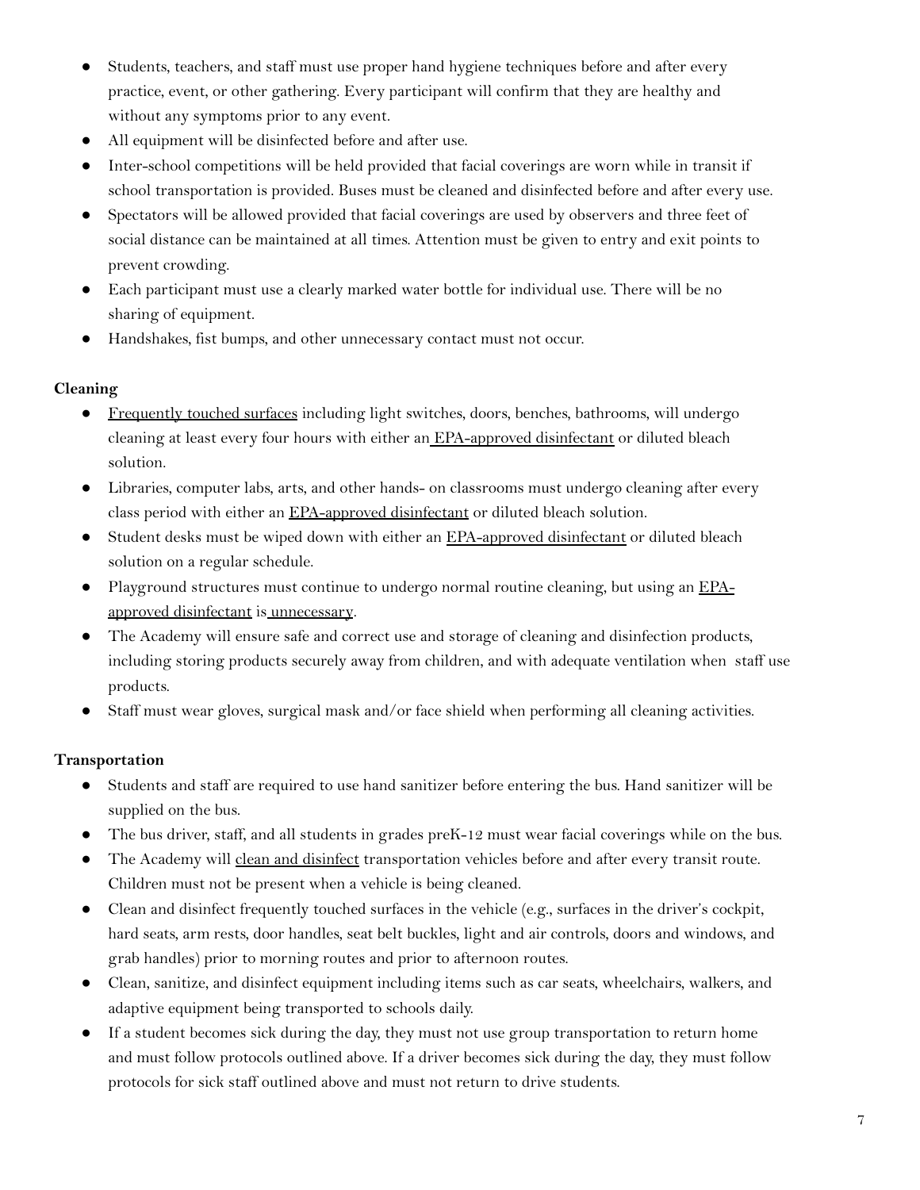- Students, teachers, and staff must use proper hand hygiene techniques before and after every practice, event, or other gathering. Every participant will confirm that they are healthy and without any symptoms prior to any event.
- All equipment will be disinfected before and after use.
- Inter-school competitions will be held provided that facial coverings are worn while in transit if school transportation is provided. Buses must be cleaned and disinfected before and after every use.
- Spectators will be allowed provided that facial coverings are used by observers and three feet of social distance can be maintained at all times. Attention must be given to entry and exit points to prevent crowding.
- Each participant must use a clearly marked water bottle for individual use. There will be no sharing of equipment.
- Handshakes, fist bumps, and other unnecessary contact must not occur.

**Cleaning**

- Frequently touched surfaces including light switches, doors, benches, bathrooms, will undergo cleaning at least every four hours with either an EPA-approved disinfectant or diluted bleach solution.
- Libraries, computer labs, arts, and other hands- on classrooms must undergo cleaning after every class period with either an EPA-approved disinfectant or diluted bleach solution.
- Student desks must be wiped down with either an EPA-approved disinfectant or diluted bleach solution on a regular schedule.
- Playground structures must continue to undergo normal routine cleaning, but using an EPA-approved disinfectant is unnecessary.
- The Academy will ensure safe and correct use and storage of cleaning and disinfection products, including storing products securely away from children, and with adequate ventilation when staff use products.
- Staff must wear gloves, surgical mask and/or face shield when performing all cleaning activities.

**Transportation**

- Students and staff are required to use hand sanitizer before entering the bus. Hand sanitizer will be supplied on the bus.
- The bus driver, staff, and all students in grades preK-12 must wear facial coverings while on the bus.
- The Academy will clean and disinfect transportation vehicles before and after every transit route. Children must not be present when a vehicle is being cleaned.
- Clean and disinfect frequently touched surfaces in the vehicle (e.g., surfaces in the driver's cockpit, hard seats, arm rests, door handles, seat belt buckles, light and air controls, doors and windows, and grab handles) prior to morning routes and prior to afternoon routes.
- Clean, sanitize, and disinfect equipment including items such as car seats, wheelchairs, walkers, and adaptive equipment being transported to schools daily.
- If a student becomes sick during the day, they must not use group transportation to return home and must follow protocols outlined above. If a driver becomes sick during the day, they must follow protocols for sick staff outlined above and must not return to drive students.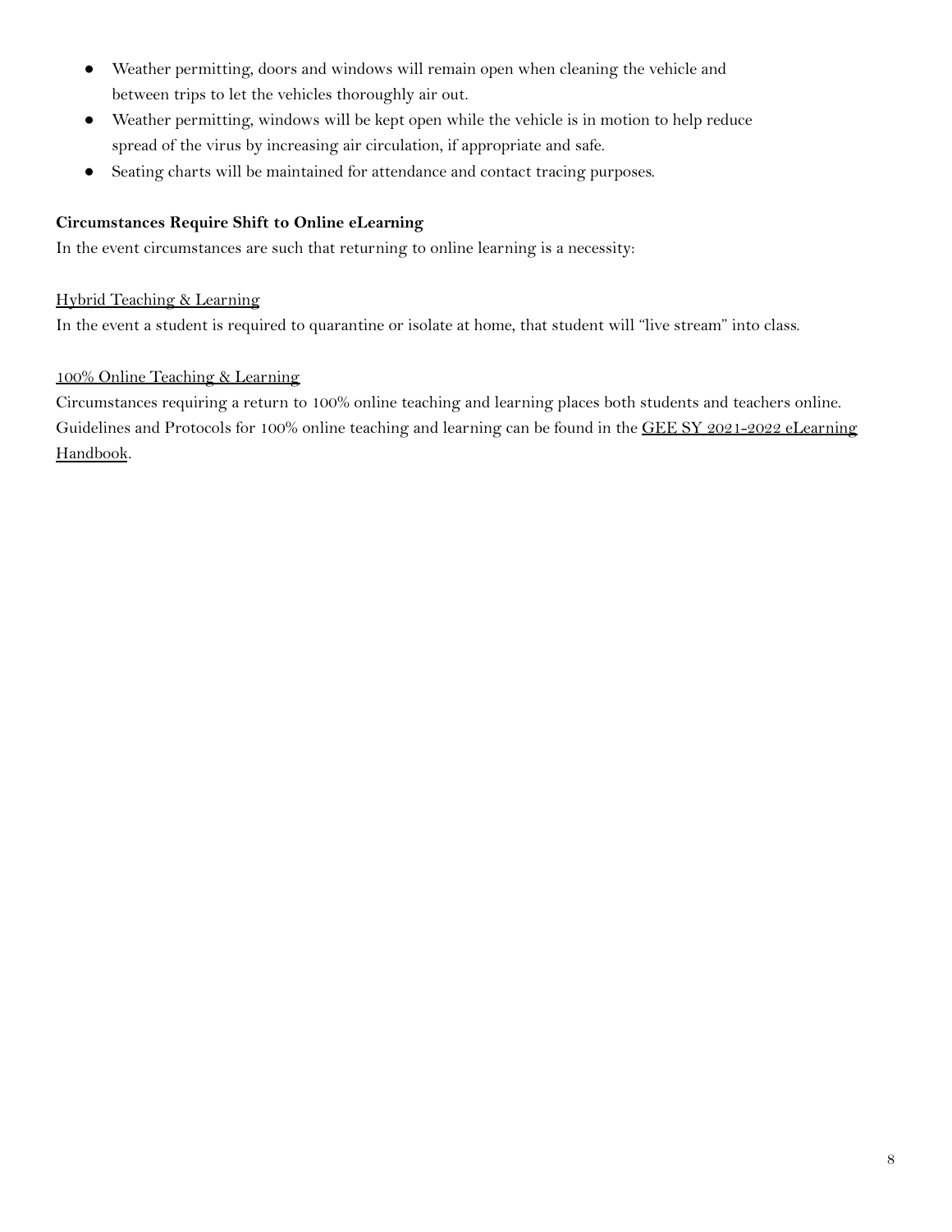- Weather permitting, doors and windows will remain open when cleaning the vehicle and between trips to let the vehicles thoroughly air out.
- Weather permitting, windows will be kept open while the vehicle is in motion to help reduce spread of the virus by increasing air circulation, if appropriate and safe.
- Seating charts will be maintained for attendance and contact tracing purposes.

**Circumstances Require Shift to Online eLearning**

In the event circumstances are such that returning to online learning is a necessity:

Hybrid Teaching & Learning

In the event a student is required to quarantine or isolate at home, that student will "live stream" into class.

100% Online Teaching & Learning

Circumstances requiring a return to 100% online teaching and learning places both students and teachers online. Guidelines and Protocols for 100% online teaching and learning can be found in the GEE SY 2021-2022 eLearning Handbook.